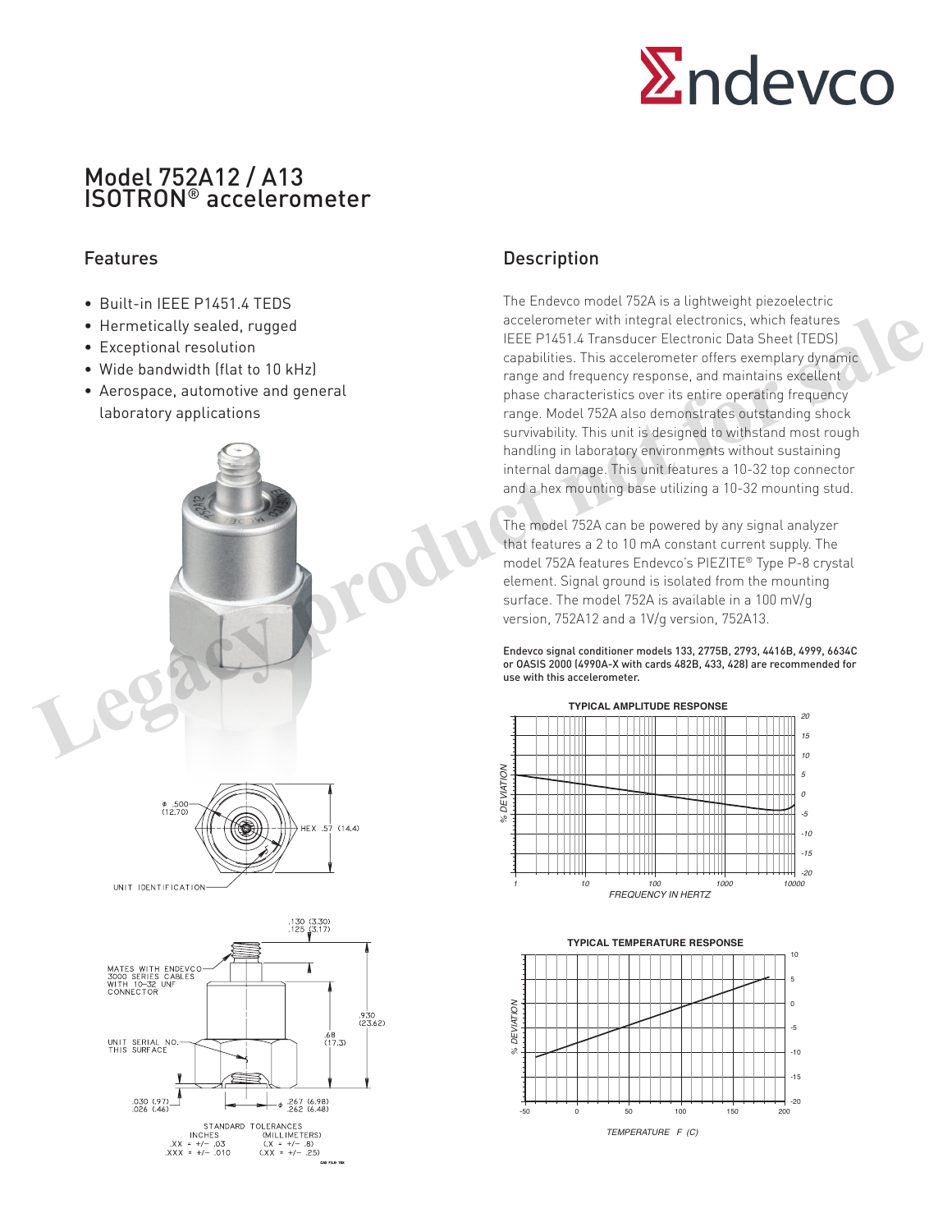# Model 752A12 / A13
# ISOTRON® accelerometer

## Features

- Built-in IEEE P1451.4 TEDS
- Hermetically sealed, rugged
- Exceptional resolution
- Wide bandwidth (flat to 10 kHz)
- Aerospace, automotive and general laboratory applications

## Description

The Endevco model 752A is a lightweight piezoelectric accelerometer with integral electronics, which features IEEE P1451.4 Transducer Electronic Data Sheet (TEDS) capabilities. This accelerometer offers exemplary dynamic range and frequency response, and maintains excellent phase characteristics over its entire operating frequency range. Model 752A also demonstrates outstanding shock survivability. This unit is designed to withstand most rough handling in laboratory environments without sustaining internal damage. This unit features a 10-32 top connector and a hex mounting base utilizing a 10-32 mounting stud.

The model 752A can be powered by any signal analyzer that features a 2 to 10 mA constant current supply. The model 752A features Endevco's PIEZITE® Type P-8 crystal element. Signal ground is isolated from the mounting surface. The model 752A is available in a 100 mV/g version, 752A12 and a 1V/g version, 752A13.

**Endevco signal conditioner models 133, 2775B, 2793, 4416B, 4999, 6634C or OASIS 2000 (4990A-X with cards 482B, 433, 428) are recommended for use with this accelerometer.**

**TYPICAL AMPLITUDE RESPONSE**

% DEVIATION vs. FREQUENCY IN HERTZ (1 to 10000 Hz; -20 to 20 %)

**TYPICAL TEMPERATURE RESPONSE**

% DEVIATION vs. TEMPERATURE F (C) (-50 to 200; -20 to 10 %)

Ø .500 (12.70)

HEX .57 (14.4)

UNIT IDENTIFICATION

.130 (3.30)
.125 (3.17)

MATES WITH ENDEVCO 3000 SERIES CABLES WITH 10-32 UNF CONNECTOR

.930 (23.62)

.68 (17.3)

UNIT SERIAL NO. THIS SURFACE

.030 (.97)
.026 (.46)

Ø .267 (6.98)
.262 (6.48)

STANDARD TOLERANCES

| INCHES | (MILLIMETERS) |
|---|---|
| .XX = +/- .03 | (.X = +/- .8) |
| .XXX = +/- .010 | (.XX = +/- .25) |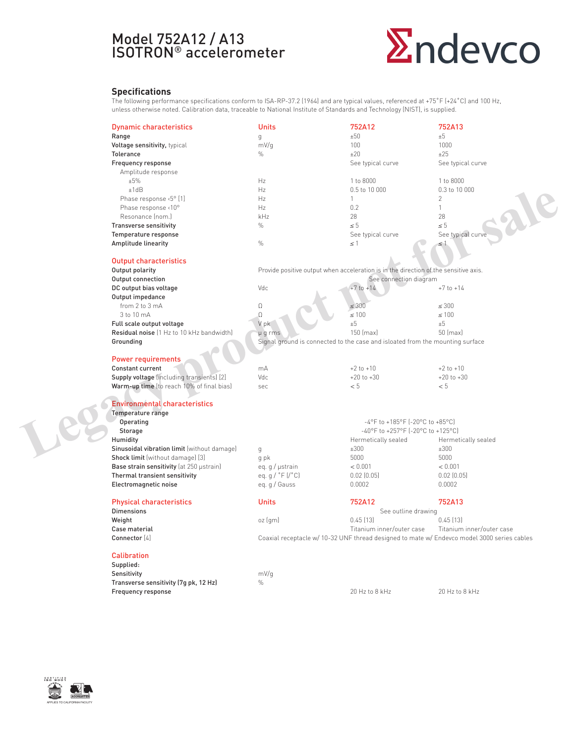# Model 752A12 / A13
# ISOTRON® accelerometer

Endevco

## Specifications

The following performance specifications conform to ISA-RP-37.2 (1964) and are typical values, referenced at +75˚F (+24˚C) and 100 Hz, unless otherwise noted. Calibration data, traceable to National Institute of Standards and Technology (NIST), is supplied.

| Dynamic characteristics | Units | 752A12 | 752A13 |
|---|---|---|---|
| **Range** | g | ±50 | ±5 |
| **Voltage sensitivity,** typical | mV/g | 100 | 1000 |
| **Tolerance** | % | ±20 | ±25 |
| **Frequency response** | | See typical curve | See typical curve |
| Amplitude response | | | |
| ±5% | Hz | 1 to 8000 | 1 to 8000 |
| ±1dB | Hz | 0.5 to 10 000 | 0.3 to 10 000 |
| Phase response <5° [1] | Hz | 1 | 2 |
| Phase response <10° | Hz | 0.2 | 1 |
| Resonance (nom.) | kHz | 28 | 28 |
| **Transverse sensitivity** | % | ≤ 5 | ≤ 5 |
| **Temperature response** | | See typical curve | See typical curve |
| **Amplitude linearity** | % | ≤ 1 | ≤ 1 |

| Output characteristics | Units | 752A12 | 752A13 |
|---|---|---|---|
| **Output polarity** | Provide positive output when acceleration is in the direction of the sensitive axis. | | |
| **Output connection** | | See connection diagram | |
| **DC output bias voltage** | Vdc | +7 to +14 | +7 to +14 |
| **Output impedance** | | | |
| from 2 to 3 mA | Ω | ≤ 300 | ≤ 300 |
| 3 to 10 mA | Ω | ≤ 100 | ≤ 100 |
| **Full scale output voltage** | V pk | ±5 | ±5 |
| **Residual noise** (1 Hz to 10 kHz bandwidth) | μ g rms | 150 (max) | 50 (max) |
| **Grounding** | Signal ground is connected to the case and isloated from the mounting surface | | |

| Power requirements | Units | 752A12 | 752A13 |
|---|---|---|---|
| **Constant current** | mA | +2 to +10 | +2 to +10 |
| **Supply voltage** (including transients) [2] | Vdc | +20 to +30 | +20 to +30 |
| **Warm-up time** (to reach 10% of final bias) | sec | < 5 | < 5 |

| Environmental characteristics | Units | 752A12 | 752A13 |
|---|---|---|---|
| **Temperature range** | | | |
| Operating | | -4°F to +185°F (-20°C to +85°C) | |
| Storage | | -40°F to +257°F (-20°C to +125°C) | |
| **Humidity** | | Hermetically sealed | Hermetically sealed |
| **Sinusoidal vibration limit** (without damage) | g | ±300 | ±300 |
| **Shock limit** (without damage) [3] | g pk | 5000 | 5000 |
| **Base strain sensitivity** (at 250 μstrain) | eq. g / μstrain | < 0.001 | < 0.001 |
| **Thermal transient sensitivity** | eq. g / °F (/°C) | 0.02 (0.05) | 0.02 (0.05) |
| **Electromagnetic noise** | eq. g / Gauss | 0.0002 | 0.0002 |

| Physical characteristics | Units | 752A12 | 752A13 |
|---|---|---|---|
| **Dimensions** | | See outline drawing | |
| **Weight** | oz (gm) | 0.45 (13) | 0.45 (13) |
| **Case material** | | Titanium inner/outer case | Titanium inner/outer case |
| **Connector** [4] | Coaxial receptacle w/ 10-32 UNF thread designed to mate w/ Endevco model 3000 series cables | | |

| Calibration | Units | 752A12 | 752A13 |
|---|---|---|---|
| **Supplied:** | | | |
| **Sensitivity** | mV/g | | |
| **Transverse sensitivity (7g pk, 12 Hz)** | % | | |
| **Frequency response** | | 20 Hz to 8 kHz | 20 Hz to 8 kHz |

Legacy product not for sale

CERTIFIED ISO 9001 — ACCREDITED — APPLIES TO CALIFORNIA FACILITY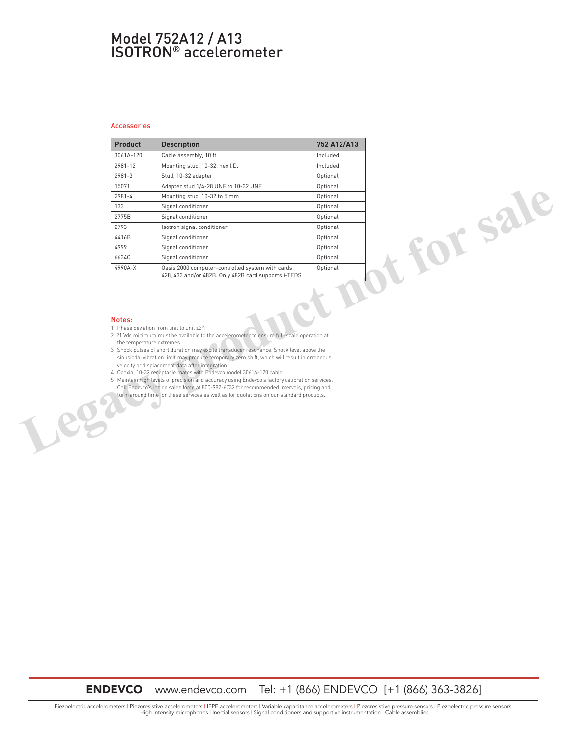# Model 752A12 / A13
# ISOTRON® accelerometer

### Accessories

| Product | Description | 752 A12/A13 |
|---|---|---|
| 3061A-120 | Cable assembly, 10 ft | Included |
| 2981-12 | Mounting stud, 10-32, hex I.D. | Included |
| 2981-3 | Stud, 10-32 adapter | Optional |
| 15071 | Adapter stud 1/4-28 UNF to 10-32 UNF | Optional |
| 2981-4 | Mounting stud, 10-32 to 5 mm | Optional |
| 133 | Signal conditioner | Optional |
| 2775B | Signal conditioner | Optional |
| 2793 | Isotron signal conditioner | Optional |
| 4416B | Signal conditioner | Optional |
| 4999 | Signal conditioner | Optional |
| 6634C | Signal conditioner | Optional |
| 4990A-X | Oasis 2000 computer-controlled system with cards 428, 433 and/or 482B. Only 482B card supports i-TEDS | Optional |

### Notes:

1. Phase deviation from unit to unit ±2°.
2. 21 Vdc minimum must be available to the accelerometer to ensure full-scale operation at the temperature extremes.
3. Shock pulses of short duration may excite transducer resonance. Shock level above the sinusiodal vibration limit may produce temporary zero shift, which will result in erroneous velocity or displacement data after integration.
4. Coaxial 10-32 receptacle mates with Endevco model 3061A-120 cable.
5. Maintain high levels of precision and accuracy using Endevco's factory calibration services. Call Endevco's inside sales force at 800-982-6732 for recommended intervals, pricing and turn-around time for these services as well as for quotations on our standard products.

Legacy product not for sale